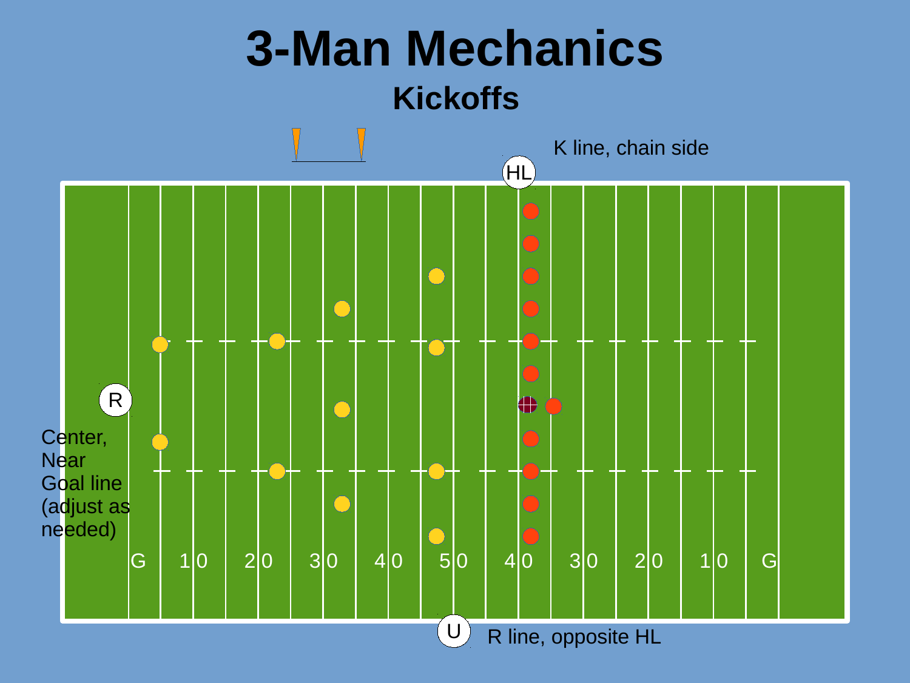# 3-Man Mechanics

## Kickoffs

HL — K line, chain side

R — Center, Near Goal line (adjust as needed)

U — R line, opposite HL

G 10 20 30 40 50 40 30 20 10 G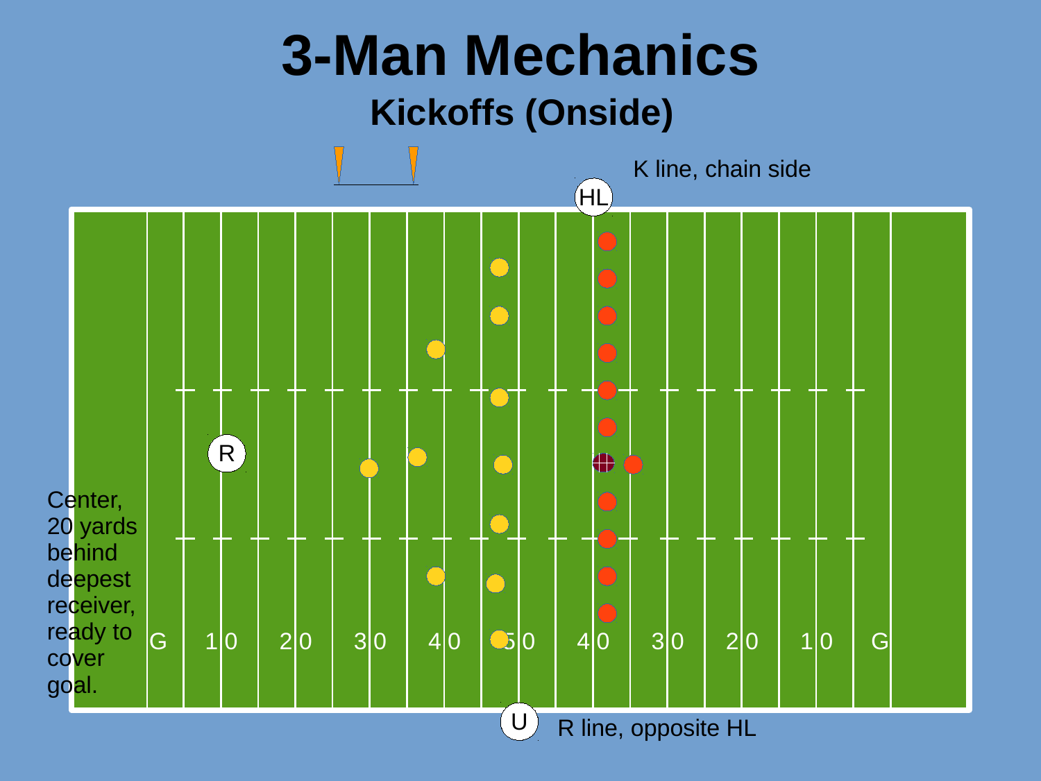# 3-Man Mechanics

## Kickoffs (Onside)

K line, chain side

HL

R

Center, 20 yards behind deepest receiver, ready to cover goal.

G 10 20 30 40 50 40 30 20 10 G

U

R line, opposite HL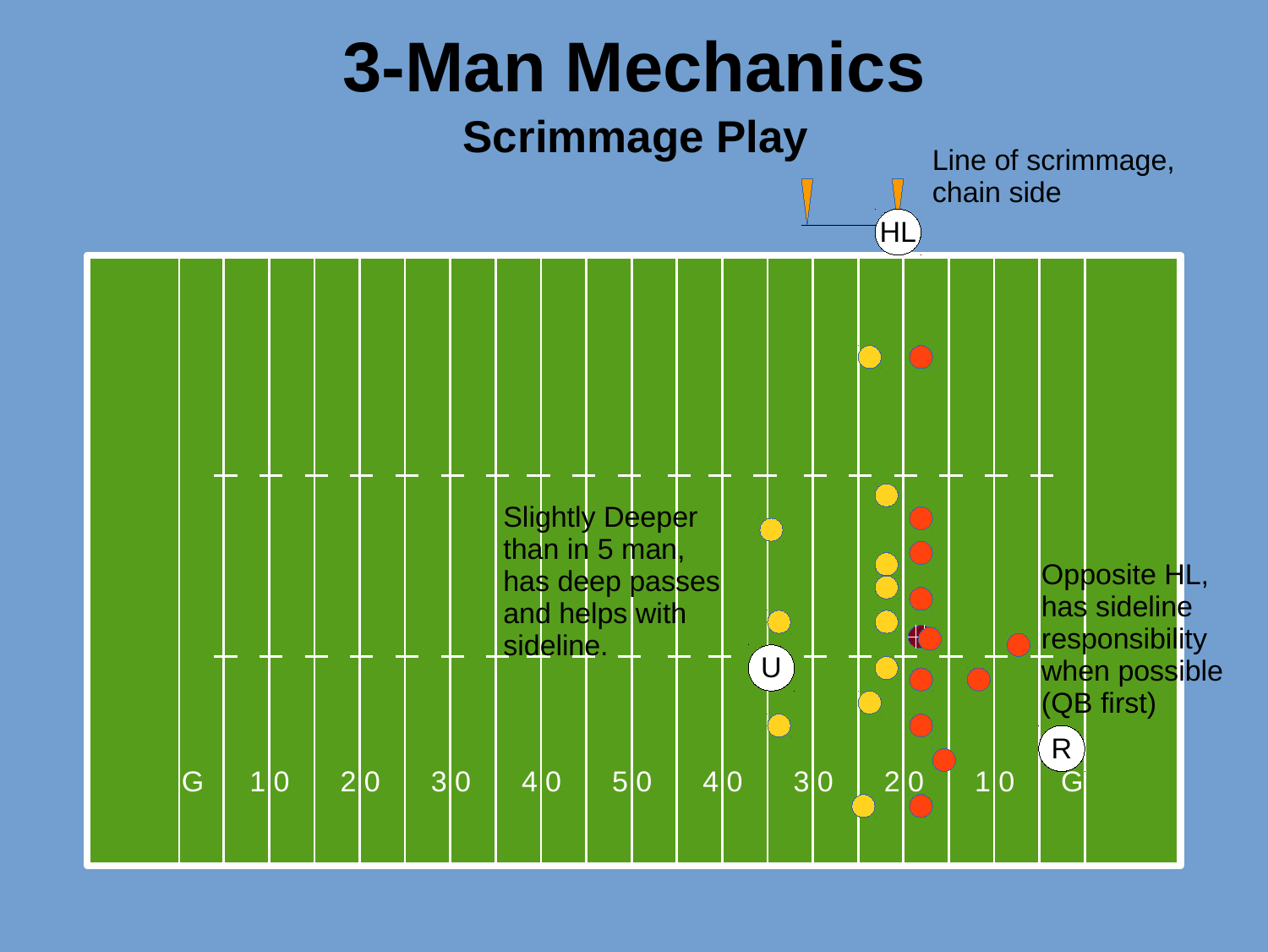# 3-Man Mechanics

## Scrimmage Play

Line of scrimmage, chain side

HL

Slightly Deeper than in 5 man, has deep passes and helps with sideline.

U

Opposite HL, has sideline responsibility when possible (QB first)

R

G 10 20 30 40 50 40 30 20 10 G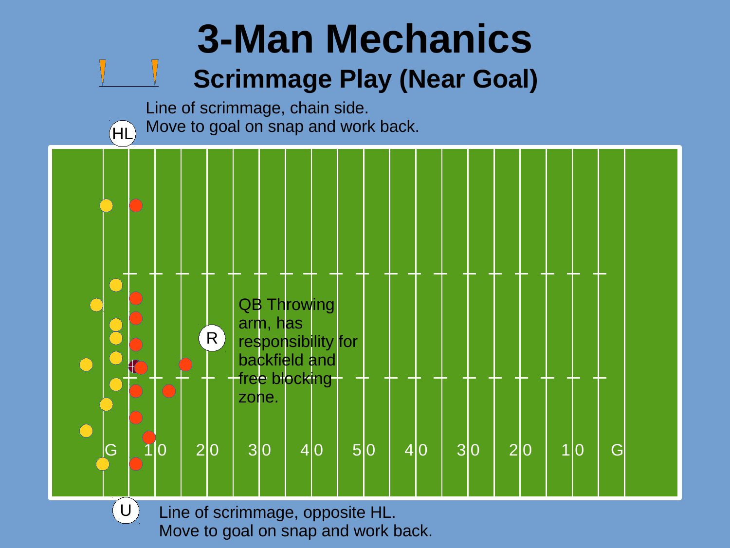# 3-Man Mechanics

## Scrimmage Play (Near Goal)

HL

Line of scrimmage, chain side.
Move to goal on snap and work back.

R

QB Throwing arm, has responsibility for backfield and free blocking zone.

G 10 20 30 40 50 40 30 20 10 G

U

Line of scrimmage, opposite HL.
Move to goal on snap and work back.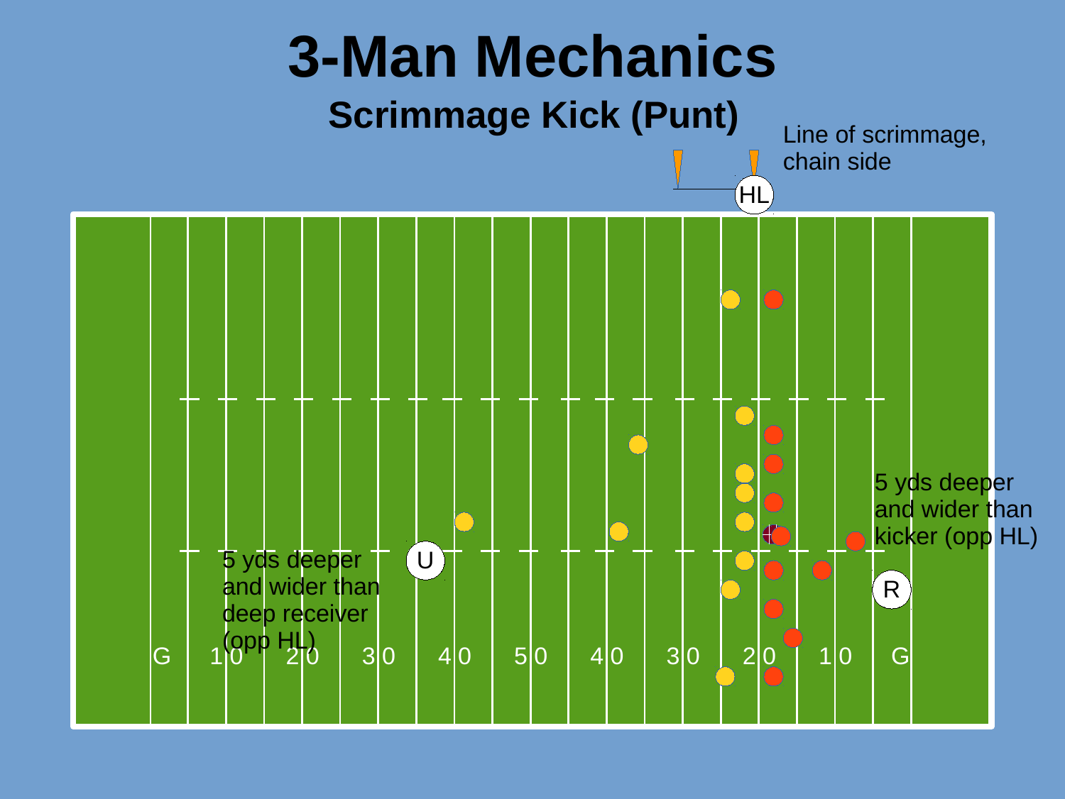# 3-Man Mechanics

## Scrimmage Kick (Punt)

Line of scrimmage, chain side

HL

5 yds deeper and wider than kicker (opp HL)

R

U

5 yds deeper and wider than deep receiver (opp HL)

G 10 20 30 40 50 40 30 20 10 G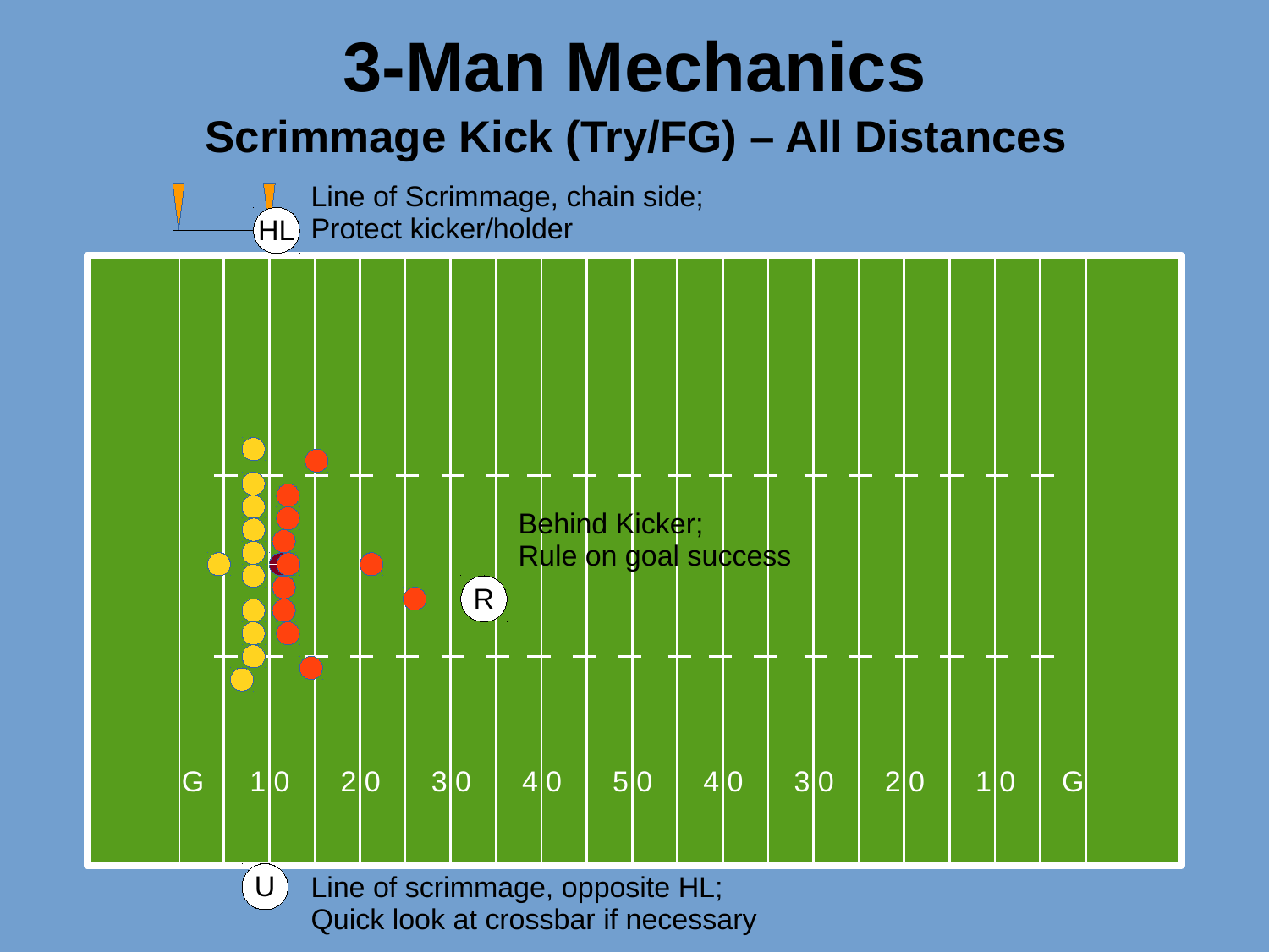# 3-Man Mechanics

## Scrimmage Kick (Try/FG) – All Distances

**HL:** Line of Scrimmage, chain side; Protect kicker/holder

**R:** Behind Kicker; Rule on goal success

**U:** Line of scrimmage, opposite HL; Quick look at crossbar if necessary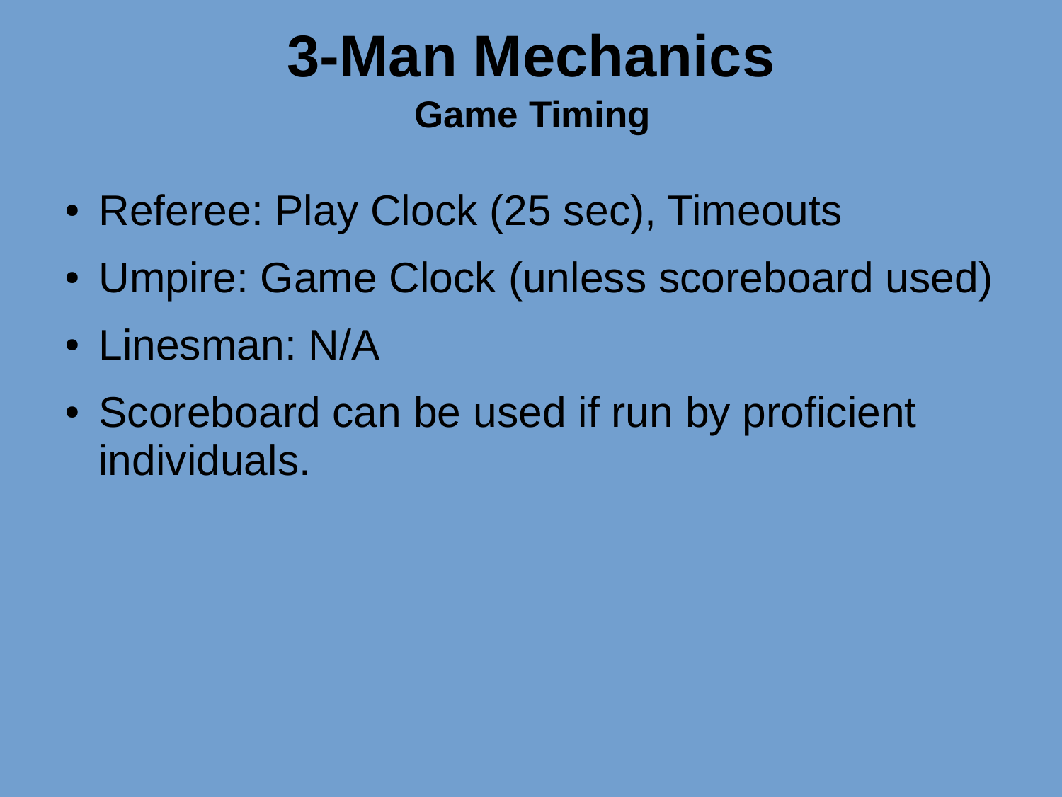# 3-Man Mechanics

## Game Timing

- Referee: Play Clock (25 sec), Timeouts
- Umpire: Game Clock (unless scoreboard used)
- Linesman: N/A
- Scoreboard can be used if run by proficient individuals.